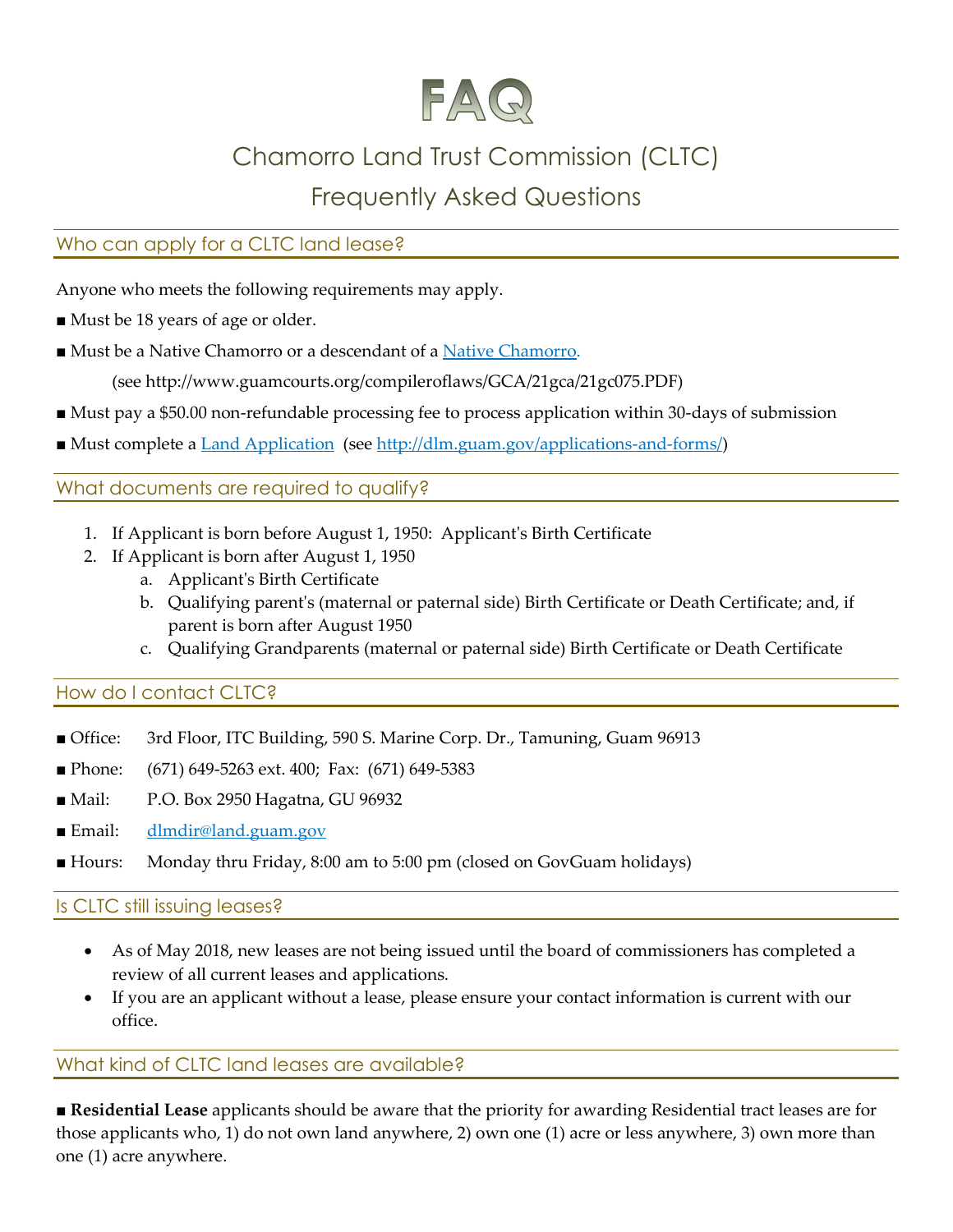# FAQ

## Chamorro Land Trust Commission (CLTC)

## Frequently Asked Questions

### Who can apply for a CLTC land lease?

Anyone who meets the following requirements may apply.

- Must be 18 years of age or older.
- Must be a Native Chamorro or a descendant of a [Native Chamorro](http://www.guamcourts.org/compileroflaws/GCA/21gca/21gc075.PDF).

    (see http://www.guamcourts.org/compileroflaws/GCA/21gca/21gc075.PDF)
- Must pay a $50.00 non-refundable processing fee to process application within 30-days of submission
- Must complete a [Land Application](http://dlm.guam.gov/applications-and-forms/) (see http://dlm.guam.gov/applications-and-forms/)

### What documents are required to qualify?

1. If Applicant is born before August 1, 1950: Applicant's Birth Certificate
2. If Applicant is born after August 1, 1950
    a. Applicant's Birth Certificate
    b. Qualifying parent's (maternal or paternal side) Birth Certificate or Death Certificate; and, if parent is born after August 1950
    c. Qualifying Grandparents (maternal or paternal side) Birth Certificate or Death Certificate

### How do I contact CLTC?

- Office: 3rd Floor, ITC Building, 590 S. Marine Corp. Dr., Tamuning, Guam 96913
- Phone: (671) 649-5263 ext. 400; Fax: (671) 649-5383
- Mail: P.O. Box 2950 Hagatna, GU 96932
- Email: [dlmdir@land.guam.gov](mailto:dlmdir@land.guam.gov)
- Hours: Monday thru Friday, 8:00 am to 5:00 pm (closed on GovGuam holidays)

### Is CLTC still issuing leases?

- As of May 2018, new leases are not being issued until the board of commissioners has completed a review of all current leases and applications.
- If you are an applicant without a lease, please ensure your contact information is current with our office.

### What kind of CLTC land leases are available?

- **Residential Lease** applicants should be aware that the priority for awarding Residential tract leases are for those applicants who, 1) do not own land anywhere, 2) own one (1) acre or less anywhere, 3) own more than one (1) acre anywhere.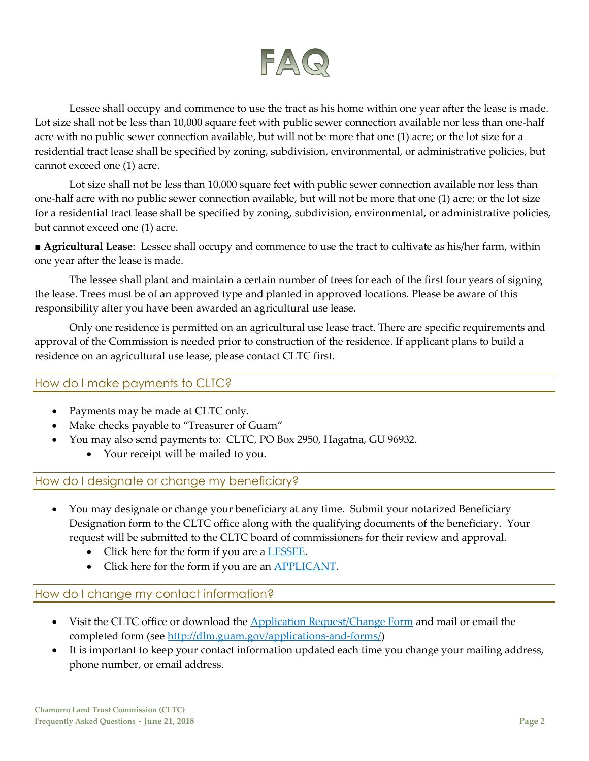# FAQ

Lessee shall occupy and commence to use the tract as his home within one year after the lease is made. Lot size shall not be less than 10,000 square feet with public sewer connection available nor less than one-half acre with no public sewer connection available, but will not be more that one (1) acre; or the lot size for a residential tract lease shall be specified by zoning, subdivision, environmental, or administrative policies, but cannot exceed one (1) acre.

Lot size shall not be less than 10,000 square feet with public sewer connection available nor less than one-half acre with no public sewer connection available, but will not be more that one (1) acre; or the lot size for a residential tract lease shall be specified by zoning, subdivision, environmental, or administrative policies, but cannot exceed one (1) acre.

■ **Agricultural Lease**: Lessee shall occupy and commence to use the tract to cultivate as his/her farm, within one year after the lease is made.

The lessee shall plant and maintain a certain number of trees for each of the first four years of signing the lease. Trees must be of an approved type and planted in approved locations. Please be aware of this responsibility after you have been awarded an agricultural use lease.

Only one residence is permitted on an agricultural use lease tract. There are specific requirements and approval of the Commission is needed prior to construction of the residence. If applicant plans to build a residence on an agricultural use lease, please contact CLTC first.

## How do I make payments to CLTC?

- Payments may be made at CLTC only.
- Make checks payable to "Treasurer of Guam"
- You may also send payments to: CLTC, PO Box 2950, Hagatna, GU 96932.
  - Your receipt will be mailed to you.

## How do I designate or change my beneficiary?

- You may designate or change your beneficiary at any time. Submit your notarized Beneficiary Designation form to the CLTC office along with the qualifying documents of the beneficiary. Your request will be submitted to the CLTC board of commissioners for their review and approval.
  - Click here for the form if you are a LESSEE.
  - Click here for the form if you are an APPLICANT.

## How do I change my contact information?

- Visit the CLTC office or download the Application Request/Change Form and mail or email the completed form (see http://dlm.guam.gov/applications-and-forms/)
- It is important to keep your contact information updated each time you change your mailing address, phone number, or email address.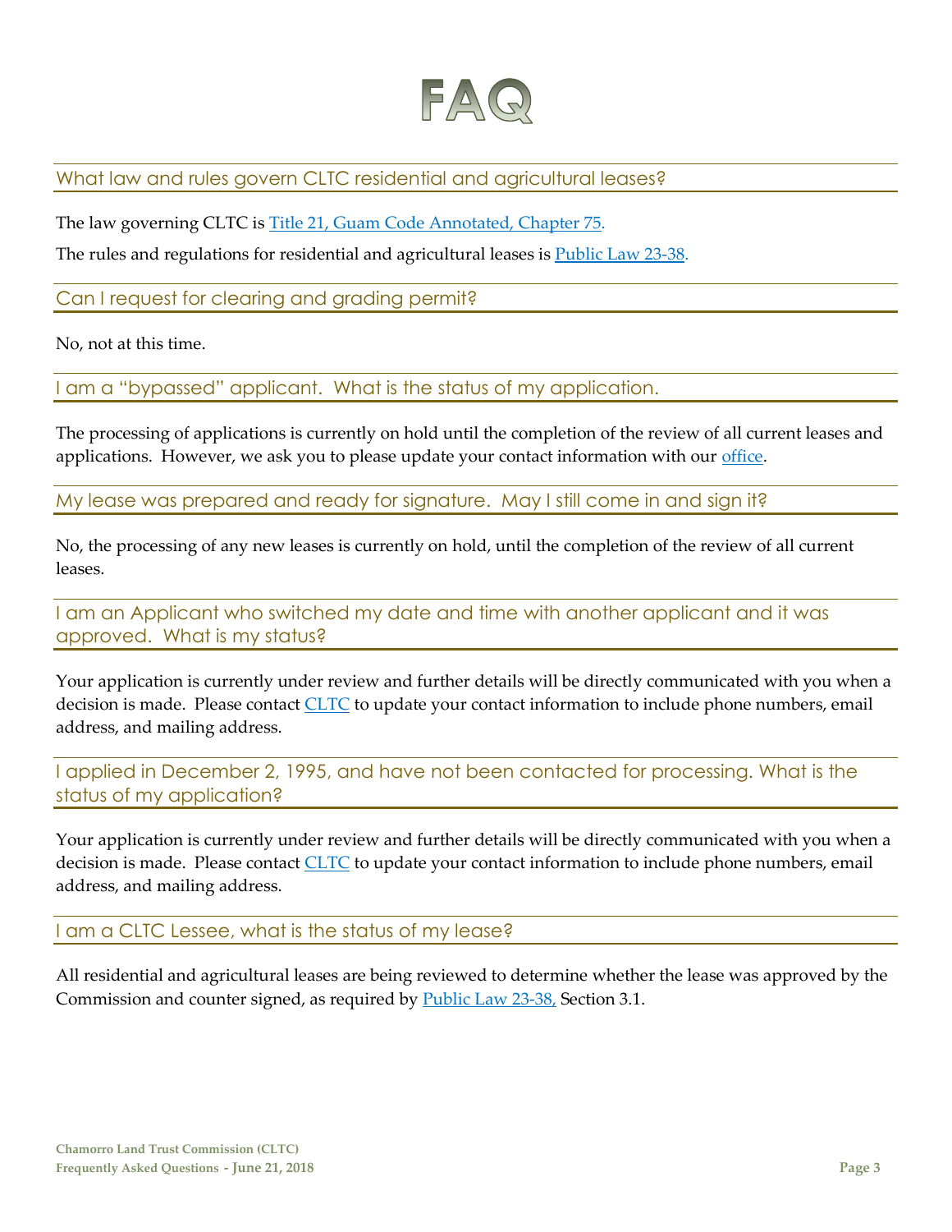# FAQ

## What law and rules govern CLTC residential and agricultural leases?

The law governing CLTC is Title 21, Guam Code Annotated, Chapter 75.

The rules and regulations for residential and agricultural leases is Public Law 23-38.

## Can I request for clearing and grading permit?

No, not at this time.

## I am a "bypassed" applicant. What is the status of my application.

The processing of applications is currently on hold until the completion of the review of all current leases and applications. However, we ask you to please update your contact information with our office.

## My lease was prepared and ready for signature. May I still come in and sign it?

No, the processing of any new leases is currently on hold, until the completion of the review of all current leases.

## I am an Applicant who switched my date and time with another applicant and it was approved. What is my status?

Your application is currently under review and further details will be directly communicated with you when a decision is made. Please contact CLTC to update your contact information to include phone numbers, email address, and mailing address.

## I applied in December 2, 1995, and have not been contacted for processing. What is the status of my application?

Your application is currently under review and further details will be directly communicated with you when a decision is made. Please contact CLTC to update your contact information to include phone numbers, email address, and mailing address.

## I am a CLTC Lessee, what is the status of my lease?

All residential and agricultural leases are being reviewed to determine whether the lease was approved by the Commission and counter signed, as required by Public Law 23-38, Section 3.1.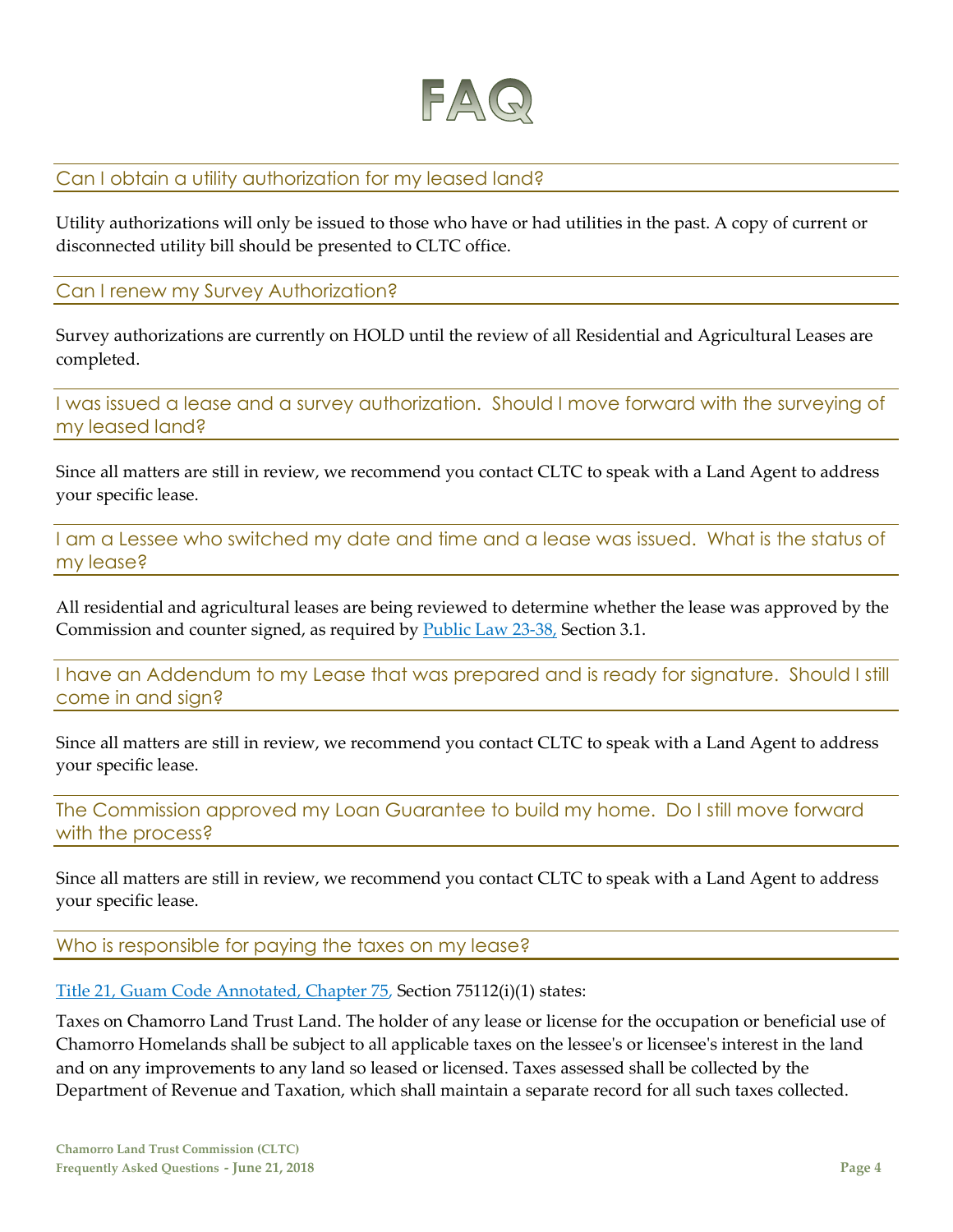# FAQ

## Can I obtain a utility authorization for my leased land?

Utility authorizations will only be issued to those who have or had utilities in the past. A copy of current or disconnected utility bill should be presented to CLTC office.

## Can I renew my Survey Authorization?

Survey authorizations are currently on HOLD until the review of all Residential and Agricultural Leases are completed.

## I was issued a lease and a survey authorization. Should I move forward with the surveying of my leased land?

Since all matters are still in review, we recommend you contact CLTC to speak with a Land Agent to address your specific lease.

## I am a Lessee who switched my date and time and a lease was issued. What is the status of my lease?

All residential and agricultural leases are being reviewed to determine whether the lease was approved by the Commission and counter signed, as required by Public Law 23-38, Section 3.1.

## I have an Addendum to my Lease that was prepared and is ready for signature. Should I still come in and sign?

Since all matters are still in review, we recommend you contact CLTC to speak with a Land Agent to address your specific lease.

## The Commission approved my Loan Guarantee to build my home. Do I still move forward with the process?

Since all matters are still in review, we recommend you contact CLTC to speak with a Land Agent to address your specific lease.

## Who is responsible for paying the taxes on my lease?

Title 21, Guam Code Annotated, Chapter 75, Section 75112(i)(1) states:

Taxes on Chamorro Land Trust Land. The holder of any lease or license for the occupation or beneficial use of Chamorro Homelands shall be subject to all applicable taxes on the lessee's or licensee's interest in the land and on any improvements to any land so leased or licensed. Taxes assessed shall be collected by the Department of Revenue and Taxation, which shall maintain a separate record for all such taxes collected.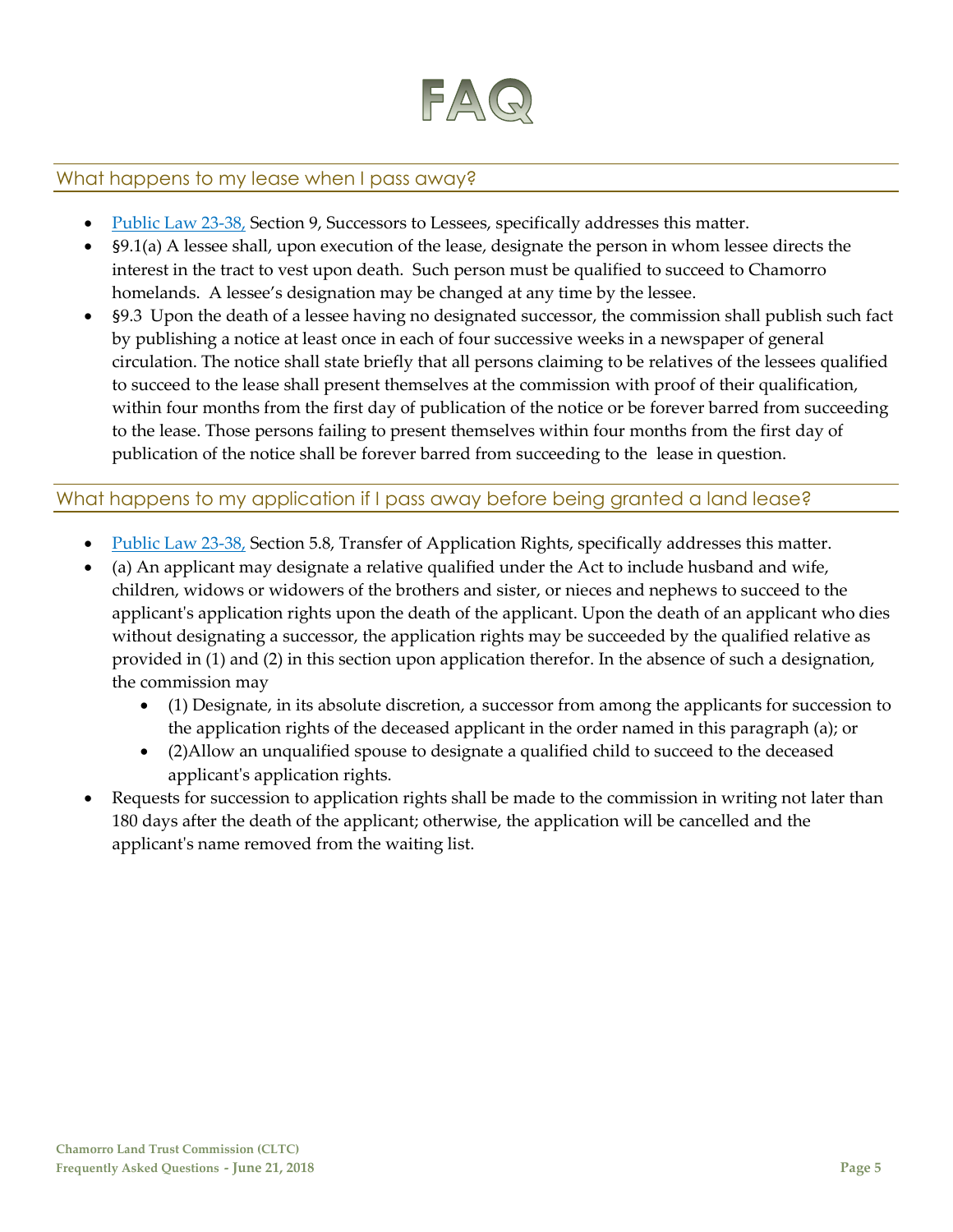# FAQ

## What happens to my lease when I pass away?

- [Public Law 23-38,](#) Section 9, Successors to Lessees, specifically addresses this matter.
- §9.1(a) A lessee shall, upon execution of the lease, designate the person in whom lessee directs the interest in the tract to vest upon death. Such person must be qualified to succeed to Chamorro homelands. A lessee's designation may be changed at any time by the lessee.
- §9.3 Upon the death of a lessee having no designated successor, the commission shall publish such fact by publishing a notice at least once in each of four successive weeks in a newspaper of general circulation. The notice shall state briefly that all persons claiming to be relatives of the lessees qualified to succeed to the lease shall present themselves at the commission with proof of their qualification, within four months from the first day of publication of the notice or be forever barred from succeeding to the lease. Those persons failing to present themselves within four months from the first day of publication of the notice shall be forever barred from succeeding to the lease in question.

## What happens to my application if I pass away before being granted a land lease?

- [Public Law 23-38,](#) Section 5.8, Transfer of Application Rights, specifically addresses this matter.
- (a) An applicant may designate a relative qualified under the Act to include husband and wife, children, widows or widowers of the brothers and sister, or nieces and nephews to succeed to the applicant's application rights upon the death of the applicant. Upon the death of an applicant who dies without designating a successor, the application rights may be succeeded by the qualified relative as provided in (1) and (2) in this section upon application therefor. In the absence of such a designation, the commission may
  - (1) Designate, in its absolute discretion, a successor from among the applicants for succession to the application rights of the deceased applicant in the order named in this paragraph (a); or
  - (2)Allow an unqualified spouse to designate a qualified child to succeed to the deceased applicant's application rights.
- Requests for succession to application rights shall be made to the commission in writing not later than 180 days after the death of the applicant; otherwise, the application will be cancelled and the applicant's name removed from the waiting list.